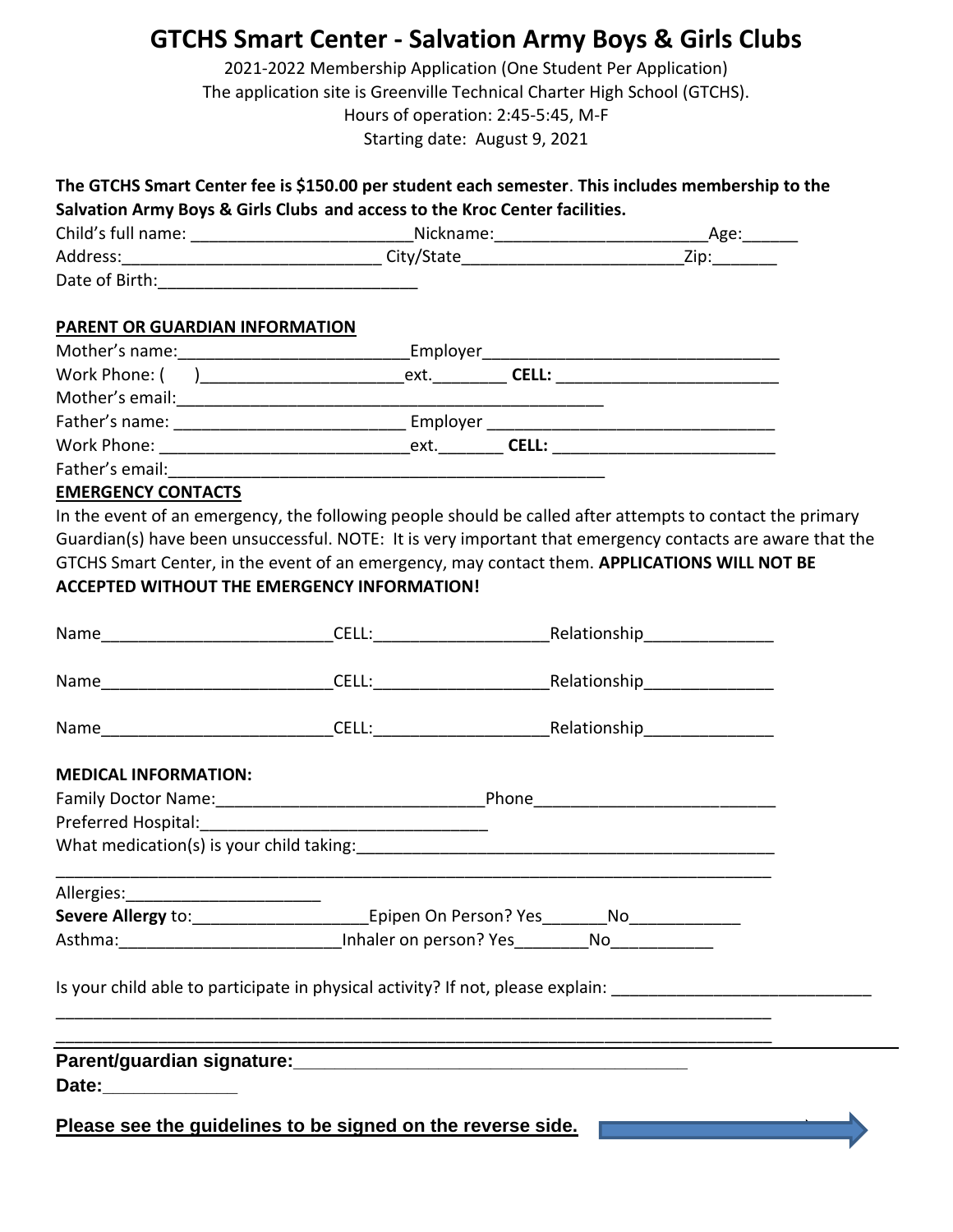# GTCHS Smart Center - Salvation Army Boys & Girls Clubs

2021-2022 Membership Application (One Student Per Application)
The application site is Greenville Technical Charter High School (GTCHS).
Hours of operation: 2:45-5:45, M-F
Starting date: August 9, 2021

**The GTCHS Smart Center fee is $150.00 per student each semester. This includes membership to the Salvation Army Boys & Girls Clubs and access to the Kroc Center facilities.**

Child's full name: ______________________ Nickname: ______________________ Age: ______
Address: ___________________________ City/State ______________________ Zip: _______
Date of Birth: ___________________________

**PARENT OR GUARDIAN INFORMATION**

Mother's name: ________________________ Employer ______________________________
Work Phone: ( ) ______________________ ext. ________ **CELL:** ________________________
Mother's email: ______________________________________________
Father's name: ________________________ Employer ______________________________
Work Phone: ___________________________ ext. _______ **CELL:** ________________________
Father's email: ______________________________________________

**EMERGENCY CONTACTS**

In the event of an emergency, the following people should be called after attempts to contact the primary Guardian(s) have been unsuccessful. NOTE: It is very important that emergency contacts are aware that the GTCHS Smart Center, in the event of an emergency, may contact them. **APPLICATIONS WILL NOT BE ACCEPTED WITHOUT THE EMERGENCY INFORMATION!**

Name ________________________ CELL: __________________ Relationship _____________

Name ________________________ CELL: __________________ Relationship _____________

Name ________________________ CELL: __________________ Relationship _____________

**MEDICAL INFORMATION:**

Family Doctor Name: ____________________________ Phone ________________________
Preferred Hospital: ______________________________
What medication(s) is your child taking: _____________________________________________
______________________________________________________________________________
Allergies: ____________________
**Severe Allergy** to: __________________ Epipen On Person? Yes _______ No ____________
Asthma: ________________________ Inhaler on person? Yes ________ No ___________

Is your child able to participate in physical activity? If not, please explain: ___________________________
______________________________________________________________________________
______________________________________________________________________________

**Parent/guardian signature:** ________________________________________
**Date:** _____________

**Please see the guidelines to be signed on the reverse side.**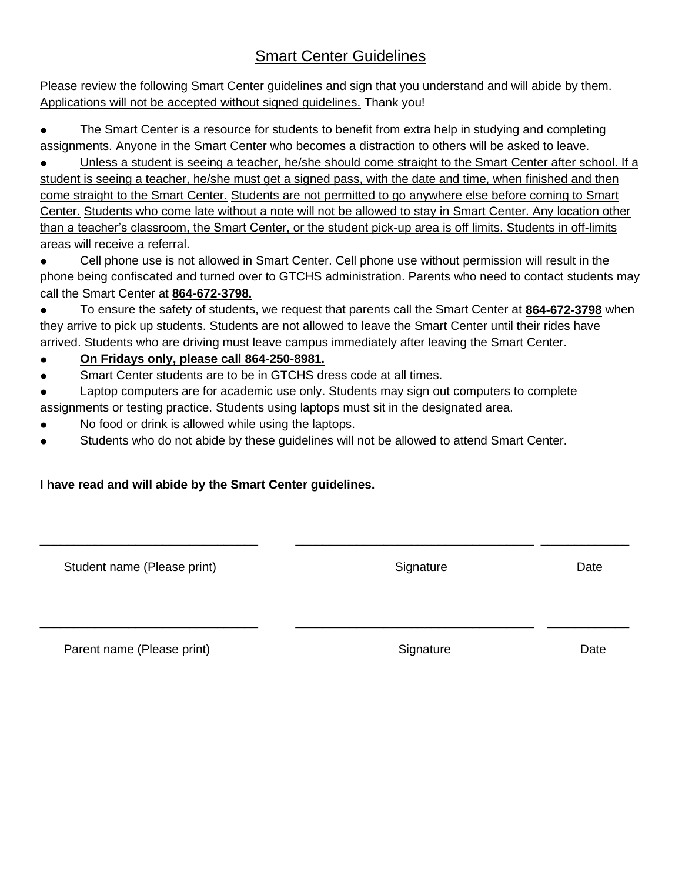# Smart Center Guidelines

Please review the following Smart Center guidelines and sign that you understand and will abide by them. Applications will not be accepted without signed guidelines. Thank you!

- The Smart Center is a resource for students to benefit from extra help in studying and completing assignments. Anyone in the Smart Center who becomes a distraction to others will be asked to leave.
- Unless a student is seeing a teacher, he/she should come straight to the Smart Center after school. If a student is seeing a teacher, he/she must get a signed pass, with the date and time, when finished and then come straight to the Smart Center. Students are not permitted to go anywhere else before coming to Smart Center. Students who come late without a note will not be allowed to stay in Smart Center. Any location other than a teacher's classroom, the Smart Center, or the student pick-up area is off limits. Students in off-limits areas will receive a referral.
- Cell phone use is not allowed in Smart Center. Cell phone use without permission will result in the phone being confiscated and turned over to GTCHS administration. Parents who need to contact students may call the Smart Center at **864-672-3798.**
- To ensure the safety of students, we request that parents call the Smart Center at **864-672-3798** when they arrive to pick up students. Students are not allowed to leave the Smart Center until their rides have arrived. Students who are driving must leave campus immediately after leaving the Smart Center.
- **On Fridays only, please call 864-250-8981.**
- Smart Center students are to be in GTCHS dress code at all times.
- Laptop computers are for academic use only. Students may sign out computers to complete assignments or testing practice. Students using laptops must sit in the designated area.
- No food or drink is allowed while using the laptops.
- Students who do not abide by these guidelines will not be allowed to attend Smart Center.

**I have read and will abide by the Smart Center guidelines.**

| | | |
|---|---|---|
| ________________________ | ________________________ | __________ |
| Student name (Please print) | Signature | Date |
| ________________________ | ________________________ | __________ |
| Parent name (Please print) | Signature | Date |